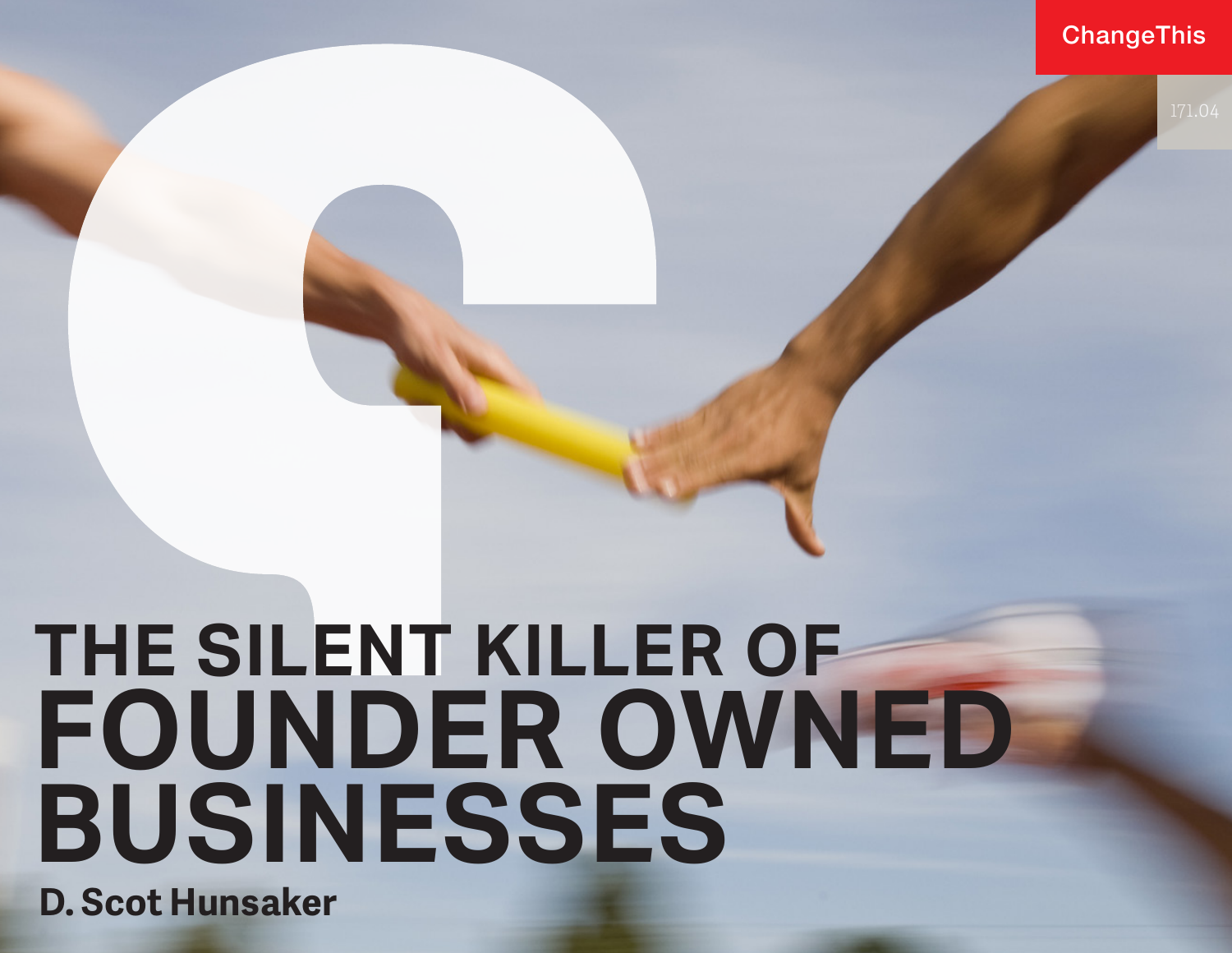ChangeThis

171.04

# THE SILENT KILLER OF FOUNDER OWNED BUSINESSES

**D. Scot Hunsaker**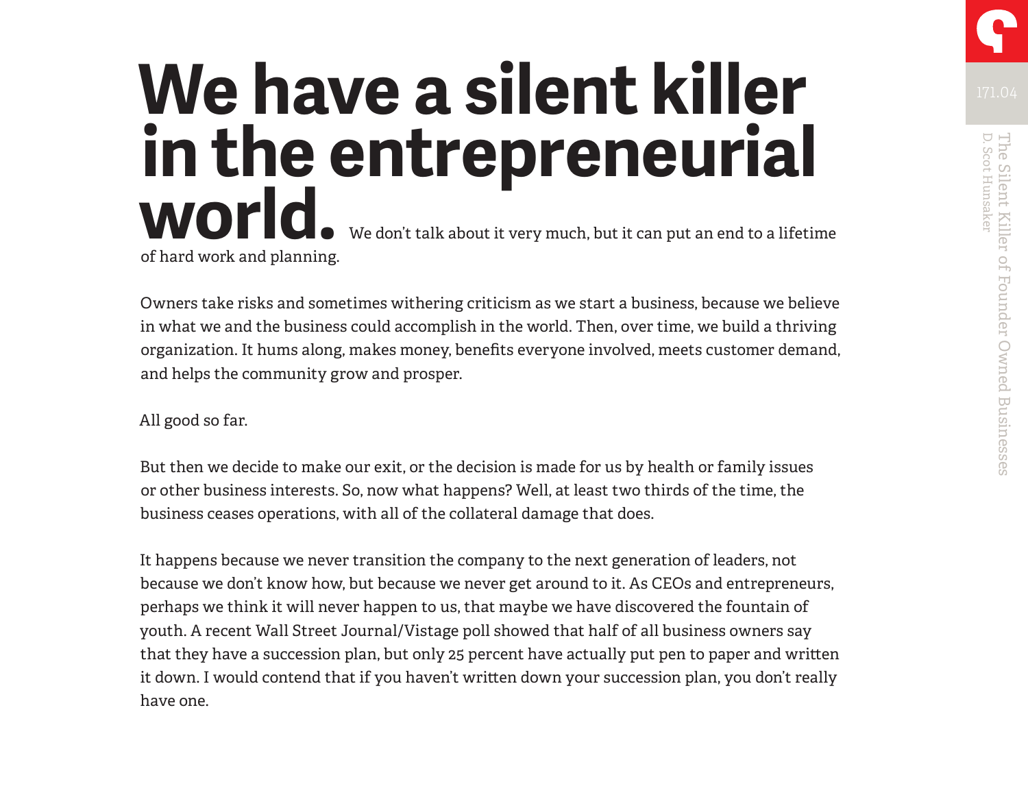# We have a silent killer in the entrepreneurial world.

We don't talk about it very much, but it can put an end to a lifetime of hard work and planning.

Owners take risks and sometimes withering criticism as we start a business, because we believe in what we and the business could accomplish in the world. Then, over time, we build a thriving organization. It hums along, makes money, benefits everyone involved, meets customer demand, and helps the community grow and prosper.

All good so far.

But then we decide to make our exit, or the decision is made for us by health or family issues or other business interests. So, now what happens? Well, at least two thirds of the time, the business ceases operations, with all of the collateral damage that does.

It happens because we never transition the company to the next generation of leaders, not because we don't know how, but because we never get around to it. As CEOs and entrepreneurs, perhaps we think it will never happen to us, that maybe we have discovered the fountain of youth. A recent Wall Street Journal/Vistage poll showed that half of all business owners say that they have a succession plan, but only 25 percent have actually put pen to paper and written it down. I would contend that if you haven't written down your succession plan, you don't really have one.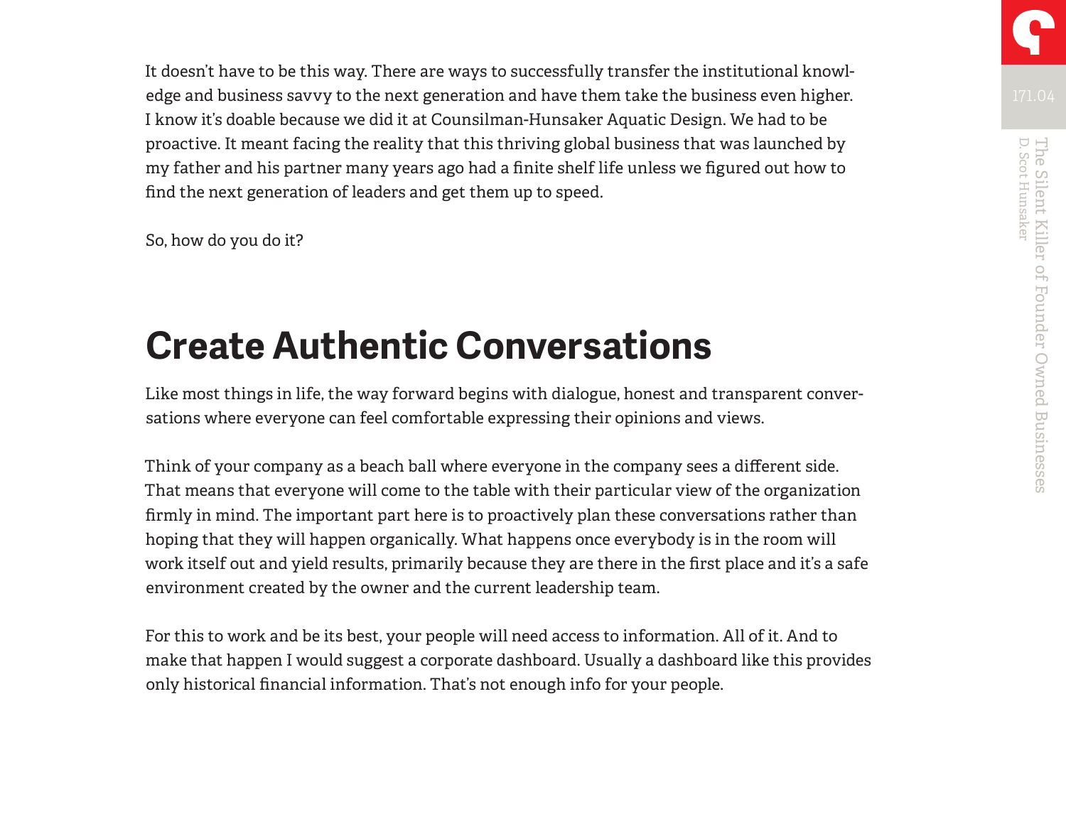It doesn't have to be this way. There are ways to successfully transfer the institutional knowledge and business savvy to the next generation and have them take the business even higher. I know it's doable because we did it at Counsilman-Hunsaker Aquatic Design. We had to be proactive. It meant facing the reality that this thriving global business that was launched by my father and his partner many years ago had a finite shelf life unless we figured out how to find the next generation of leaders and get them up to speed.

So, how do you do it?

## Create Authentic Conversations

Like most things in life, the way forward begins with dialogue, honest and transparent conversations where everyone can feel comfortable expressing their opinions and views.

Think of your company as a beach ball where everyone in the company sees a different side. That means that everyone will come to the table with their particular view of the organization firmly in mind. The important part here is to proactively plan these conversations rather than hoping that they will happen organically. What happens once everybody is in the room will work itself out and yield results, primarily because they are there in the first place and it's a safe environment created by the owner and the current leadership team.

For this to work and be its best, your people will need access to information. All of it. And to make that happen I would suggest a corporate dashboard. Usually a dashboard like this provides only historical financial information. That's not enough info for your people.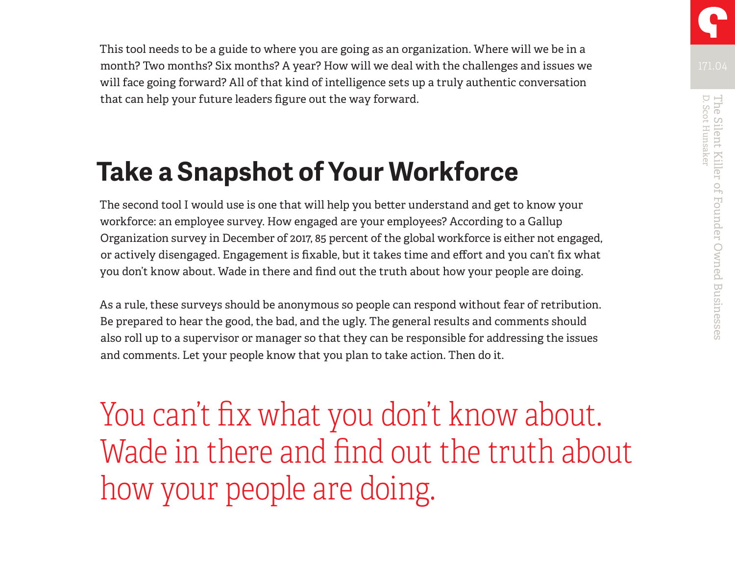This tool needs to be a guide to where you are going as an organization. Where will we be in a month? Two months? Six months? A year? How will we deal with the challenges and issues we will face going forward? All of that kind of intelligence sets up a truly authentic conversation that can help your future leaders figure out the way forward.

## Take a Snapshot of Your Workforce

The second tool I would use is one that will help you better understand and get to know your workforce: an employee survey. How engaged are your employees? According to a Gallup Organization survey in December of 2017, 85 percent of the global workforce is either not engaged, or actively disengaged. Engagement is fixable, but it takes time and effort and you can't fix what you don't know about. Wade in there and find out the truth about how your people are doing.

As a rule, these surveys should be anonymous so people can respond without fear of retribution. Be prepared to hear the good, the bad, and the ugly. The general results and comments should also roll up to a supervisor or manager so that they can be responsible for addressing the issues and comments. Let your people know that you plan to take action. Then do it.

> You can't fix what you don't know about. Wade in there and find out the truth about how your people are doing.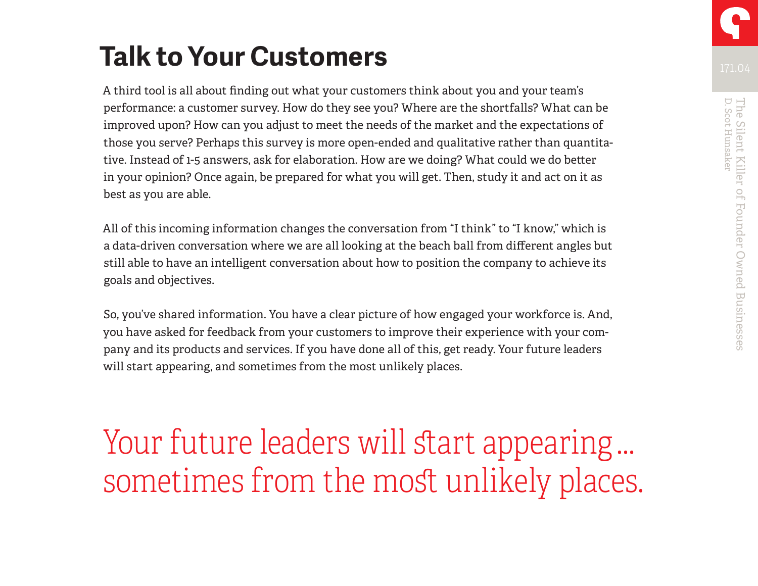## Talk to Your Customers

A third tool is all about finding out what your customers think about you and your team's performance: a customer survey. How do they see you? Where are the shortfalls? What can be improved upon? How can you adjust to meet the needs of the market and the expectations of those you serve? Perhaps this survey is more open-ended and qualitative rather than quantitative. Instead of 1-5 answers, ask for elaboration. How are we doing? What could we do better in your opinion? Once again, be prepared for what you will get. Then, study it and act on it as best as you are able.

All of this incoming information changes the conversation from "I think" to "I know," which is a data-driven conversation where we are all looking at the beach ball from different angles but still able to have an intelligent conversation about how to position the company to achieve its goals and objectives.

So, you've shared information. You have a clear picture of how engaged your workforce is. And, you have asked for feedback from your customers to improve their experience with your company and its products and services. If you have done all of this, get ready. Your future leaders will start appearing, and sometimes from the most unlikely places.

> Your future leaders will start appearing... sometimes from the most unlikely places.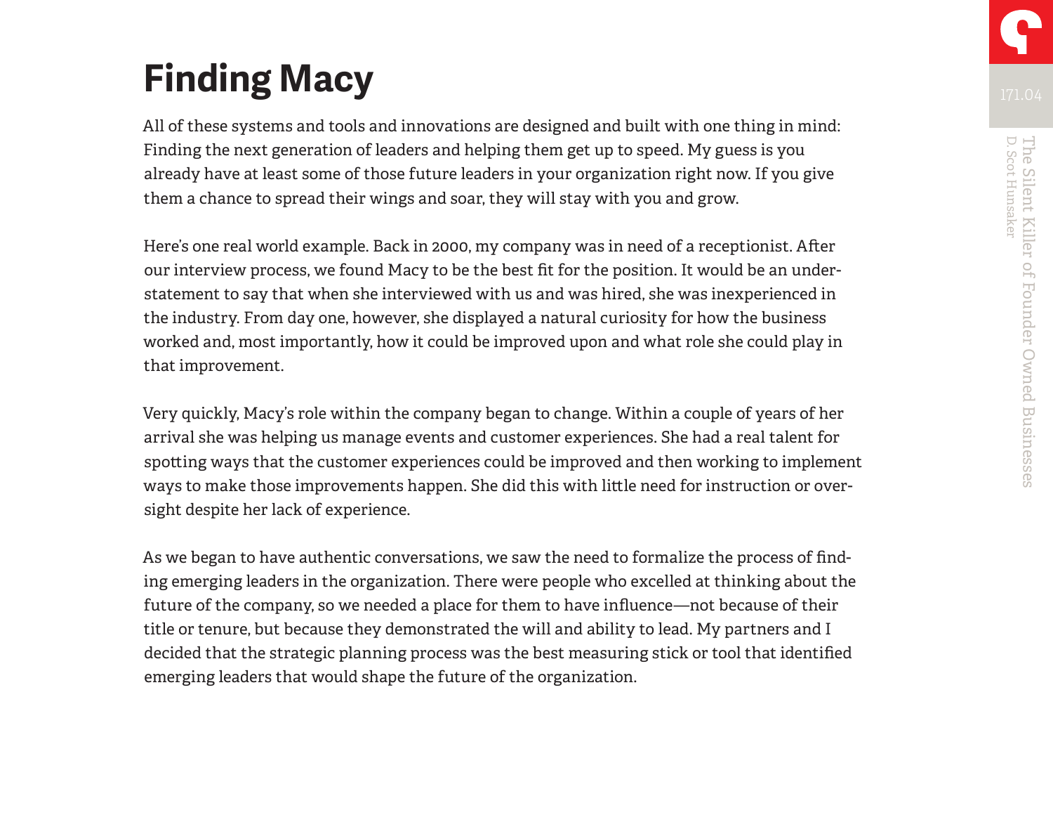# Finding Macy

All of these systems and tools and innovations are designed and built with one thing in mind: Finding the next generation of leaders and helping them get up to speed. My guess is you already have at least some of those future leaders in your organization right now. If you give them a chance to spread their wings and soar, they will stay with you and grow.

Here's one real world example. Back in 2000, my company was in need of a receptionist. After our interview process, we found Macy to be the best fit for the position. It would be an understatement to say that when she interviewed with us and was hired, she was inexperienced in the industry. From day one, however, she displayed a natural curiosity for how the business worked and, most importantly, how it could be improved upon and what role she could play in that improvement.

Very quickly, Macy's role within the company began to change. Within a couple of years of her arrival she was helping us manage events and customer experiences. She had a real talent for spotting ways that the customer experiences could be improved and then working to implement ways to make those improvements happen. She did this with little need for instruction or oversight despite her lack of experience.

As we began to have authentic conversations, we saw the need to formalize the process of finding emerging leaders in the organization. There were people who excelled at thinking about the future of the company, so we needed a place for them to have influence—not because of their title or tenure, but because they demonstrated the will and ability to lead. My partners and I decided that the strategic planning process was the best measuring stick or tool that identified emerging leaders that would shape the future of the organization.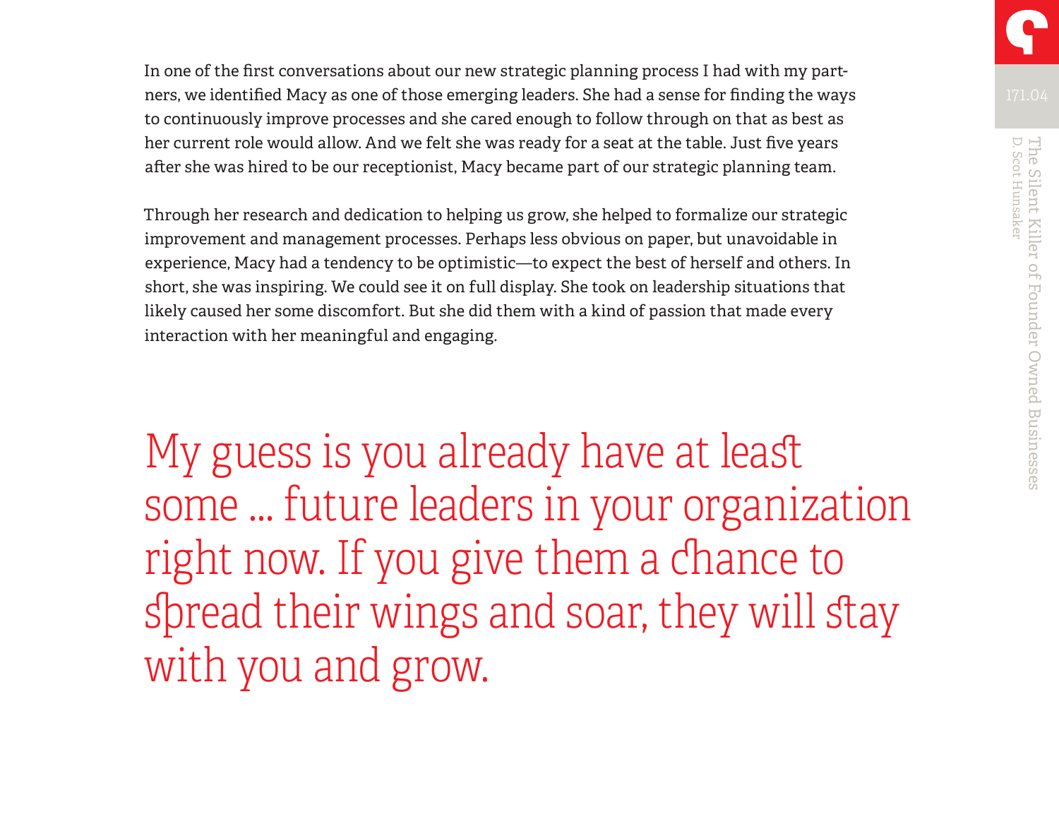In one of the first conversations about our new strategic planning process I had with my partners, we identified Macy as one of those emerging leaders. She had a sense for finding the ways to continuously improve processes and she cared enough to follow through on that as best as her current role would allow. And we felt she was ready for a seat at the table. Just five years after she was hired to be our receptionist, Macy became part of our strategic planning team.

Through her research and dedication to helping us grow, she helped to formalize our strategic improvement and management processes. Perhaps less obvious on paper, but unavoidable in experience, Macy had a tendency to be optimistic—to expect the best of herself and others. In short, she was inspiring. We could see it on full display. She took on leadership situations that likely caused her some discomfort. But she did them with a kind of passion that made every interaction with her meaningful and engaging.

> My guess is you already have at least some ... future leaders in your organization right now. If you give them a chance to spread their wings and soar, they will stay with you and grow.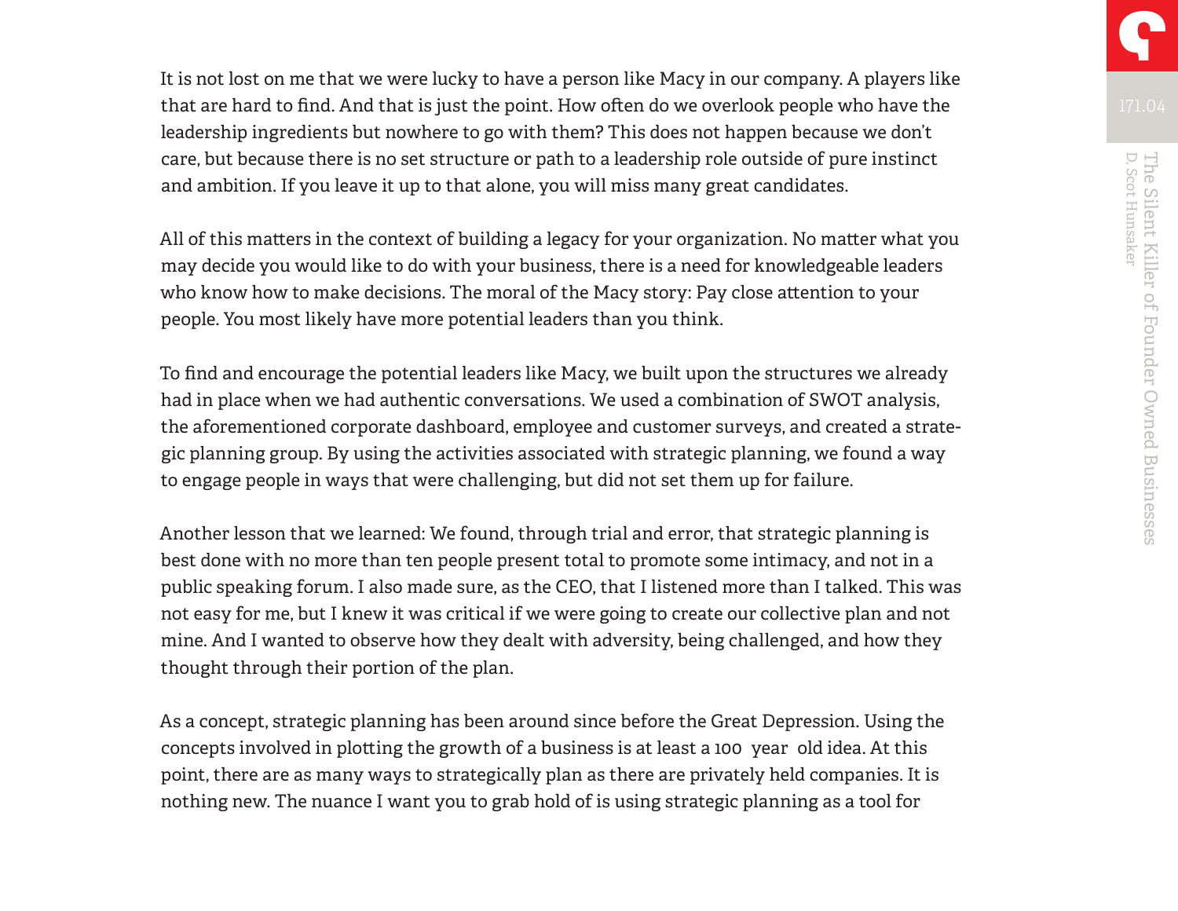It is not lost on me that we were lucky to have a person like Macy in our company. A players like that are hard to find. And that is just the point. How often do we overlook people who have the leadership ingredients but nowhere to go with them? This does not happen because we don't care, but because there is no set structure or path to a leadership role outside of pure instinct and ambition. If you leave it up to that alone, you will miss many great candidates.

All of this matters in the context of building a legacy for your organization. No matter what you may decide you would like to do with your business, there is a need for knowledgeable leaders who know how to make decisions. The moral of the Macy story: Pay close attention to your people. You most likely have more potential leaders than you think.

To find and encourage the potential leaders like Macy, we built upon the structures we already had in place when we had authentic conversations. We used a combination of SWOT analysis, the aforementioned corporate dashboard, employee and customer surveys, and created a strategic planning group. By using the activities associated with strategic planning, we found a way to engage people in ways that were challenging, but did not set them up for failure.

Another lesson that we learned: We found, through trial and error, that strategic planning is best done with no more than ten people present total to promote some intimacy, and not in a public speaking forum. I also made sure, as the CEO, that I listened more than I talked. This was not easy for me, but I knew it was critical if we were going to create our collective plan and not mine. And I wanted to observe how they dealt with adversity, being challenged, and how they thought through their portion of the plan.

As a concept, strategic planning has been around since before the Great Depression. Using the concepts involved in plotting the growth of a business is at least a 100 year old idea. At this point, there are as many ways to strategically plan as there are privately held companies. It is nothing new. The nuance I want you to grab hold of is using strategic planning as a tool for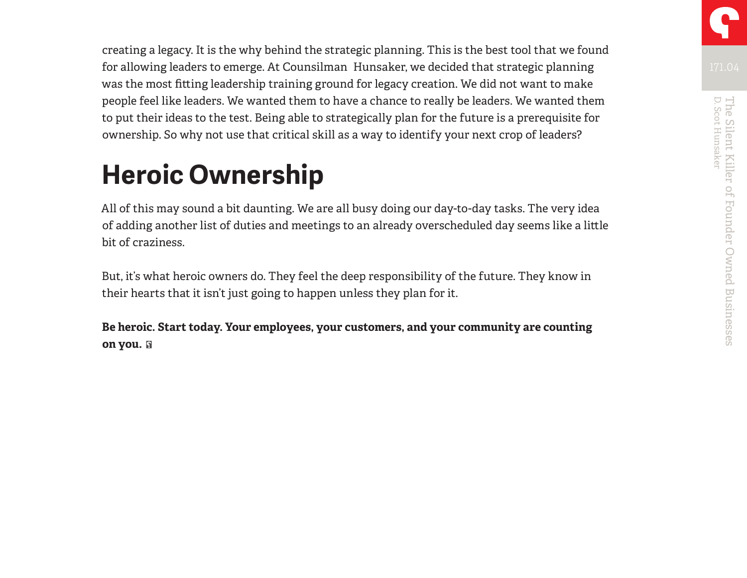creating a legacy. It is the why behind the strategic planning. This is the best tool that we found for allowing leaders to emerge. At Counsilman Hunsaker, we decided that strategic planning was the most fitting leadership training ground for legacy creation. We did not want to make people feel like leaders. We wanted them to have a chance to really be leaders. We wanted them to put their ideas to the test. Being able to strategically plan for the future is a prerequisite for ownership. So why not use that critical skill as a way to identify your next crop of leaders?

## Heroic Ownership

All of this may sound a bit daunting. We are all busy doing our day-to-day tasks. The very idea of adding another list of duties and meetings to an already overscheduled day seems like a little bit of craziness.

But, it's what heroic owners do. They feel the deep responsibility of the future. They know in their hearts that it isn't just going to happen unless they plan for it.

**Be heroic. Start today. Your employees, your customers, and your community are counting on you.**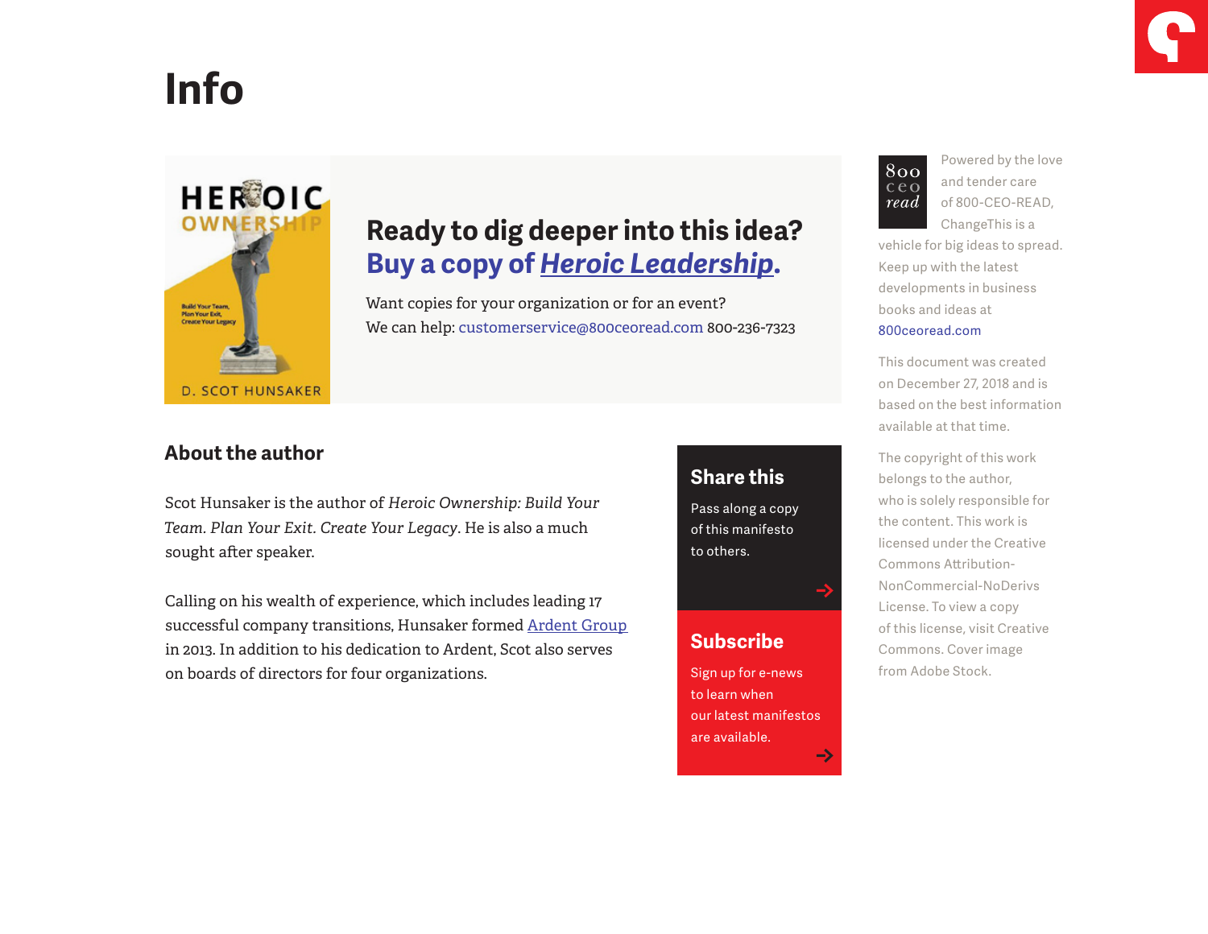# Info

## Ready to dig deeper into this idea?
## Buy a copy of *Heroic Leadership*.

Want copies for your organization or for an event?
We can help: customerservice@800ceoread.com 800-236-7323

### About the author

Scot Hunsaker is the author of *Heroic Ownership: Build Your Team. Plan Your Exit. Create Your Legacy*. He is also a much sought after speaker.

Calling on his wealth of experience, which includes leading 17 successful company transitions, Hunsaker formed Ardent Group in 2013. In addition to his dedication to Ardent, Scot also serves on boards of directors for four organizations.

**Share this**

Pass along a copy of this manifesto to others.

**Subscribe**

Sign up for e-news to learn when our latest manifestos are available.

Powered by the love and tender care of 800-CEO-READ, ChangeThis is a vehicle for big ideas to spread. Keep up with the latest developments in business books and ideas at 800ceoread.com

This document was created on December 27, 2018 and is based on the best information available at that time.

The copyright of this work belongs to the author, who is solely responsible for the content. This work is licensed under the Creative Commons Attribution-NonCommercial-NoDerivs License. To view a copy of this license, visit Creative Commons. Cover image from Adobe Stock.